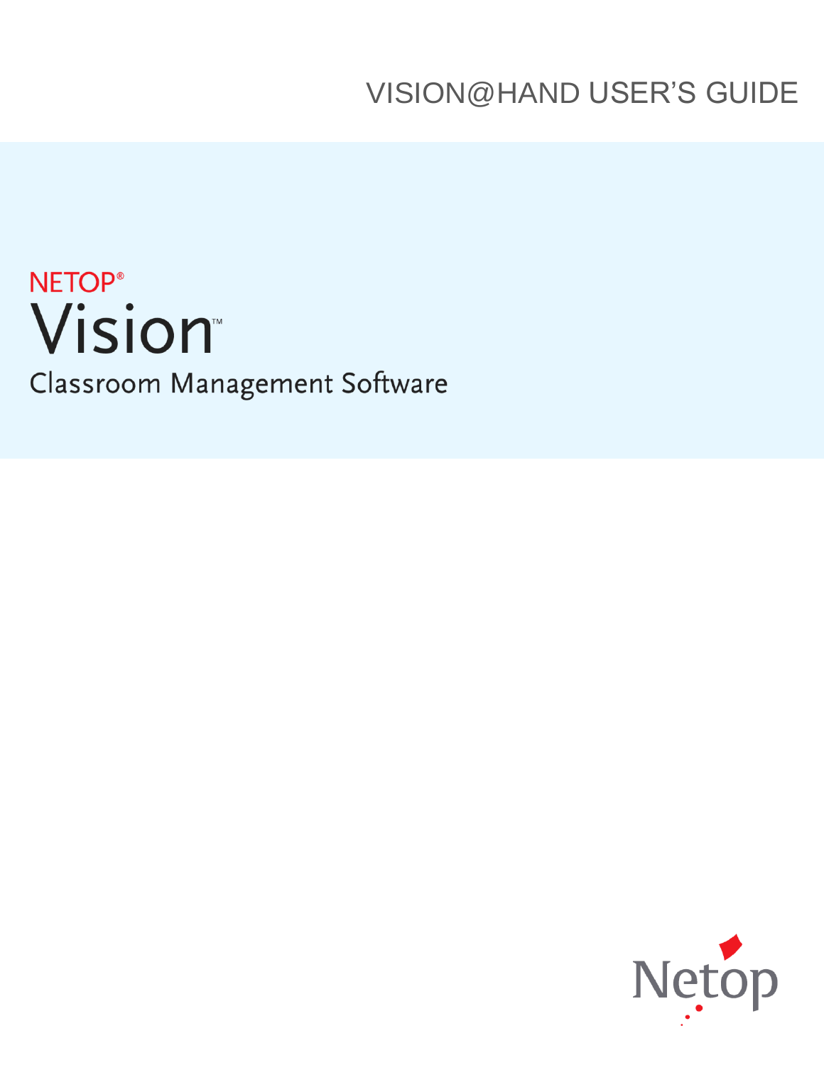# VISION@HAND USER'S GUIDE

NETOP®

Vision™

Classroom Management Software

Netop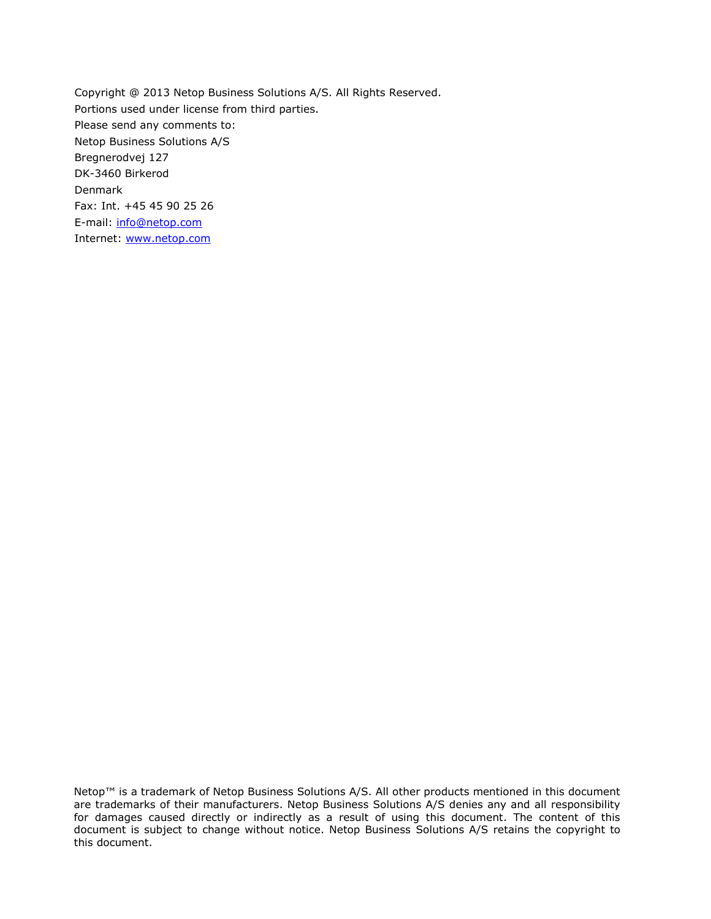Copyright @ 2013 Netop Business Solutions A/S. All Rights Reserved.
Portions used under license from third parties.
Please send any comments to:
Netop Business Solutions A/S
Bregnerodvej 127
DK-3460 Birkerod
Denmark
Fax: Int. +45 45 90 25 26
E-mail: info@netop.com
Internet: www.netop.com

Netop™ is a trademark of Netop Business Solutions A/S. All other products mentioned in this document are trademarks of their manufacturers. Netop Business Solutions A/S denies any and all responsibility for damages caused directly or indirectly as a result of using this document. The content of this document is subject to change without notice. Netop Business Solutions A/S retains the copyright to this document.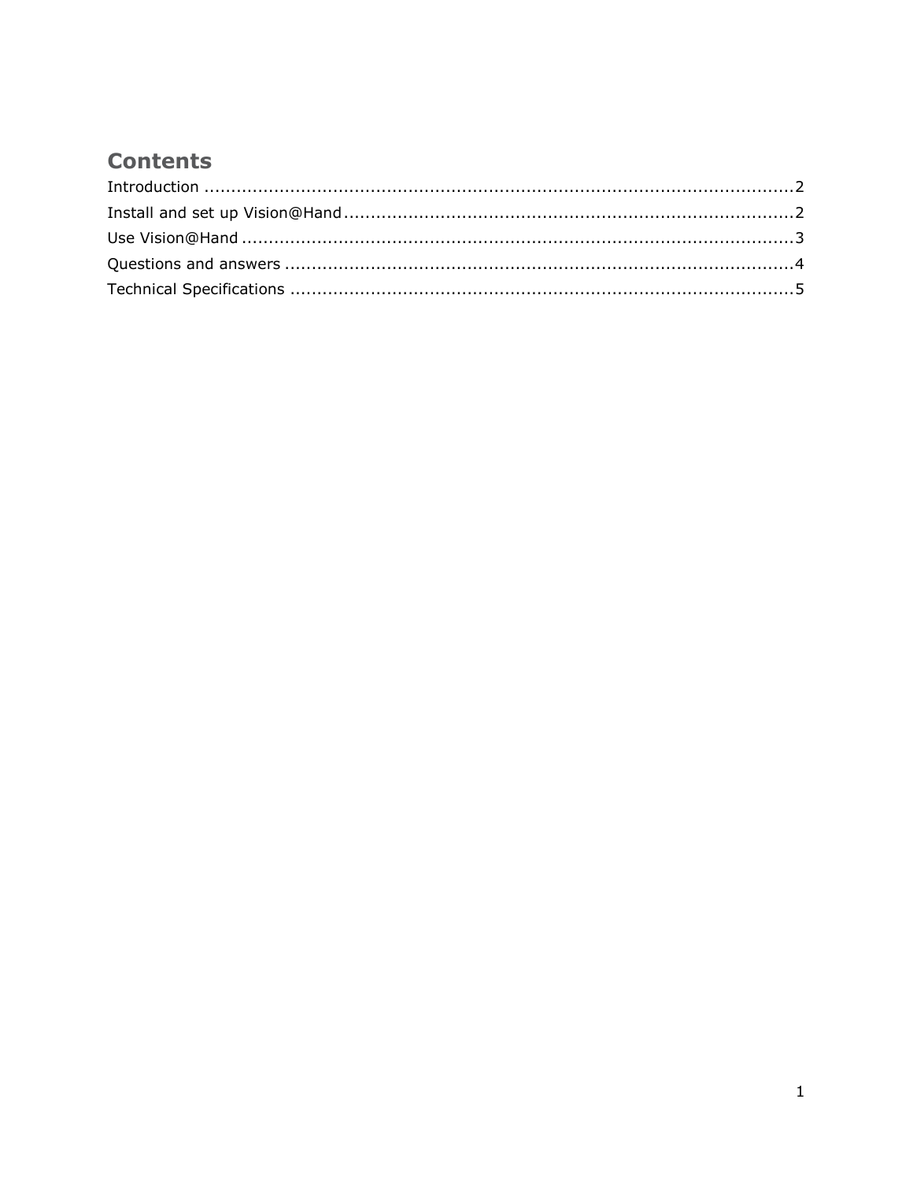# Contents

Introduction ....................................................................................................2

Install and set up Vision@Hand.....................................................................2

Use Vision@Hand ...........................................................................................3

Questions and answers ...................................................................................4

Technical Specifications ..................................................................................5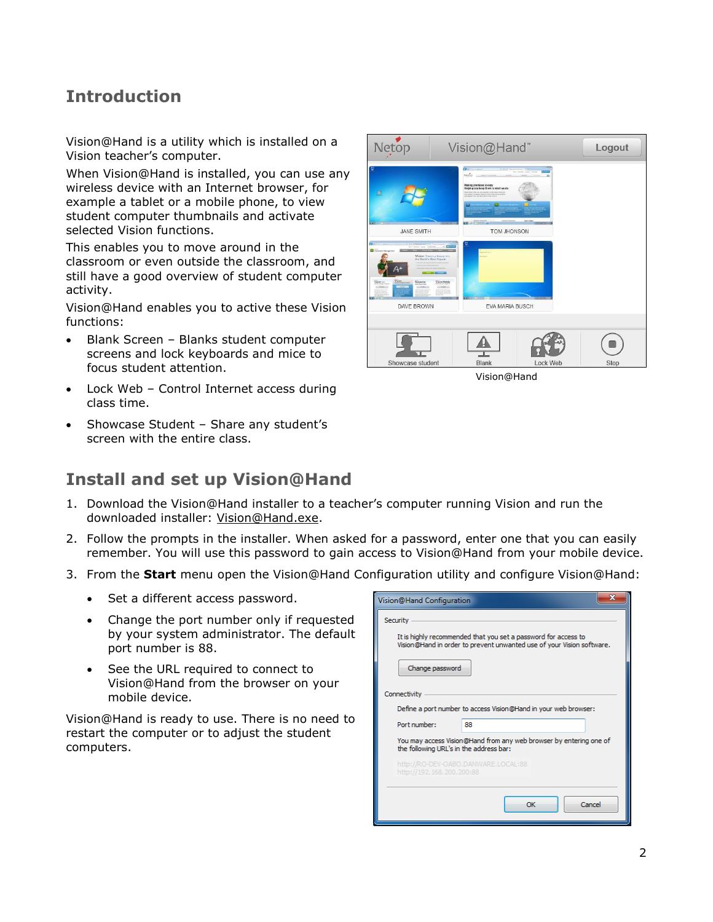## Introduction

Vision@Hand is a utility which is installed on a Vision teacher's computer.

When Vision@Hand is installed, you can use any wireless device with an Internet browser, for example a tablet or a mobile phone, to view student computer thumbnails and activate selected Vision functions.

This enables you to move around in the classroom or even outside the classroom, and still have a good overview of student computer activity.

Vision@Hand enables you to active these Vision functions:

- Blank Screen – Blanks student computer screens and lock keyboards and mice to focus student attention.
- Lock Web – Control Internet access during class time.
- Showcase Student – Share any student's screen with the entire class.

Vision@Hand

## Install and set up Vision@Hand

1. Download the Vision@Hand installer to a teacher's computer running Vision and run the downloaded installer: Vision@Hand.exe.
2. Follow the prompts in the installer. When asked for a password, enter one that you can easily remember. You will use this password to gain access to Vision@Hand from your mobile device.
3. From the **Start** menu open the Vision@Hand Configuration utility and configure Vision@Hand:
   - Set a different access password.
   - Change the port number only if requested by your system administrator. The default port number is 88.
   - See the URL required to connect to Vision@Hand from the browser on your mobile device.

Vision@Hand is ready to use. There is no need to restart the computer or to adjust the student computers.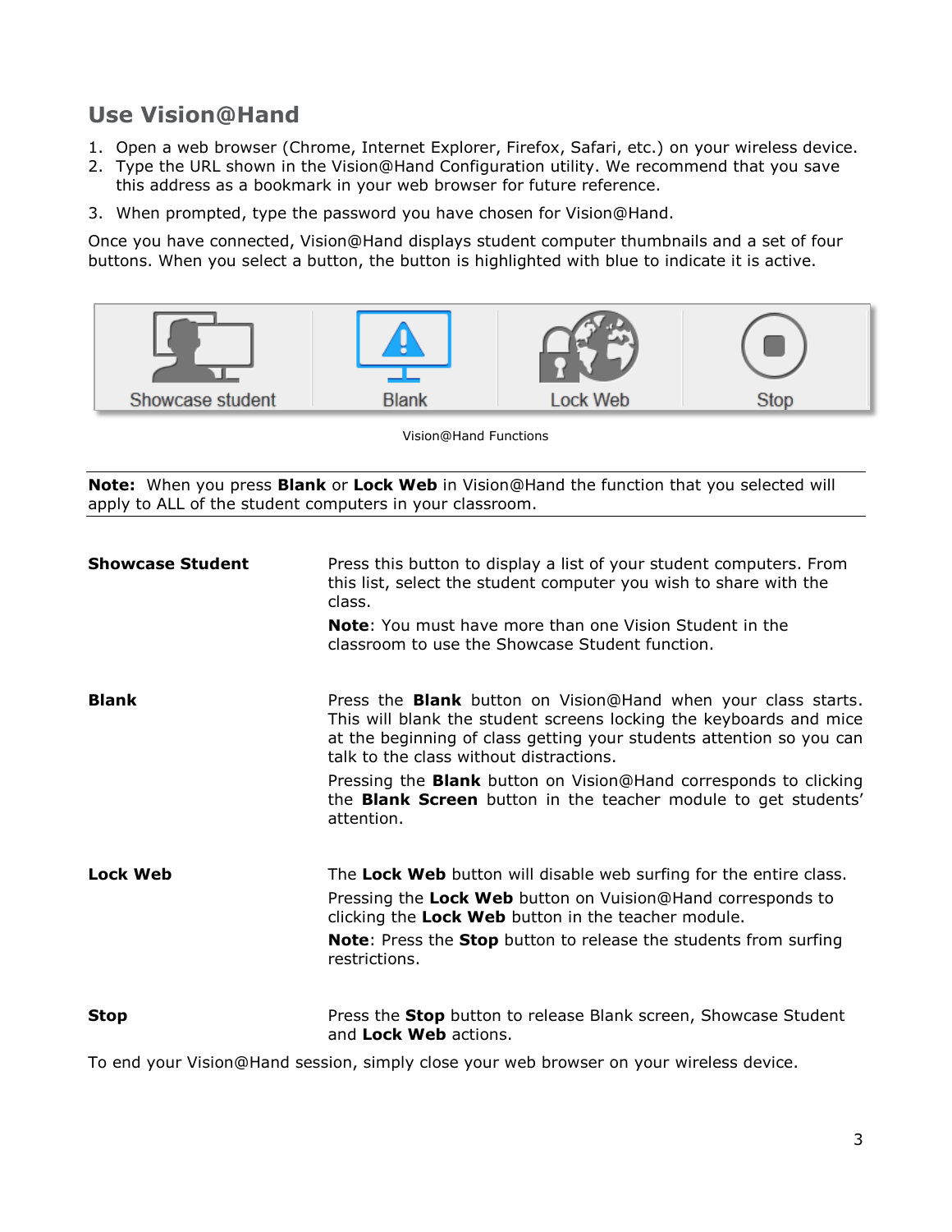## Use Vision@Hand

1. Open a web browser (Chrome, Internet Explorer, Firefox, Safari, etc.) on your wireless device.
2. Type the URL shown in the Vision@Hand Configuration utility. We recommend that you save this address as a bookmark in your web browser for future reference.
3. When prompted, type the password you have chosen for Vision@Hand.

Once you have connected, Vision@Hand displays student computer thumbnails and a set of four buttons. When you select a button, the button is highlighted with blue to indicate it is active.

Showcase student | Blank | Lock Web | Stop

Vision@Hand Functions

**Note:** When you press **Blank** or **Lock Web** in Vision@Hand the function that you selected will apply to ALL of the student computers in your classroom.

**Showcase Student**

Press this button to display a list of your student computers. From this list, select the student computer you wish to share with the class.

**Note**: You must have more than one Vision Student in the classroom to use the Showcase Student function.

**Blank**

Press the **Blank** button on Vision@Hand when your class starts. This will blank the student screens locking the keyboards and mice at the beginning of class getting your students attention so you can talk to the class without distractions.

Pressing the **Blank** button on Vision@Hand corresponds to clicking the **Blank Screen** button in the teacher module to get students' attention.

**Lock Web**

The **Lock Web** button will disable web surfing for the entire class.

Pressing the **Lock Web** button on Vuision@Hand corresponds to clicking the **Lock Web** button in the teacher module.

**Note**: Press the **Stop** button to release the students from surfing restrictions.

**Stop**

Press the **Stop** button to release Blank screen, Showcase Student and **Lock Web** actions.

To end your Vision@Hand session, simply close your web browser on your wireless device.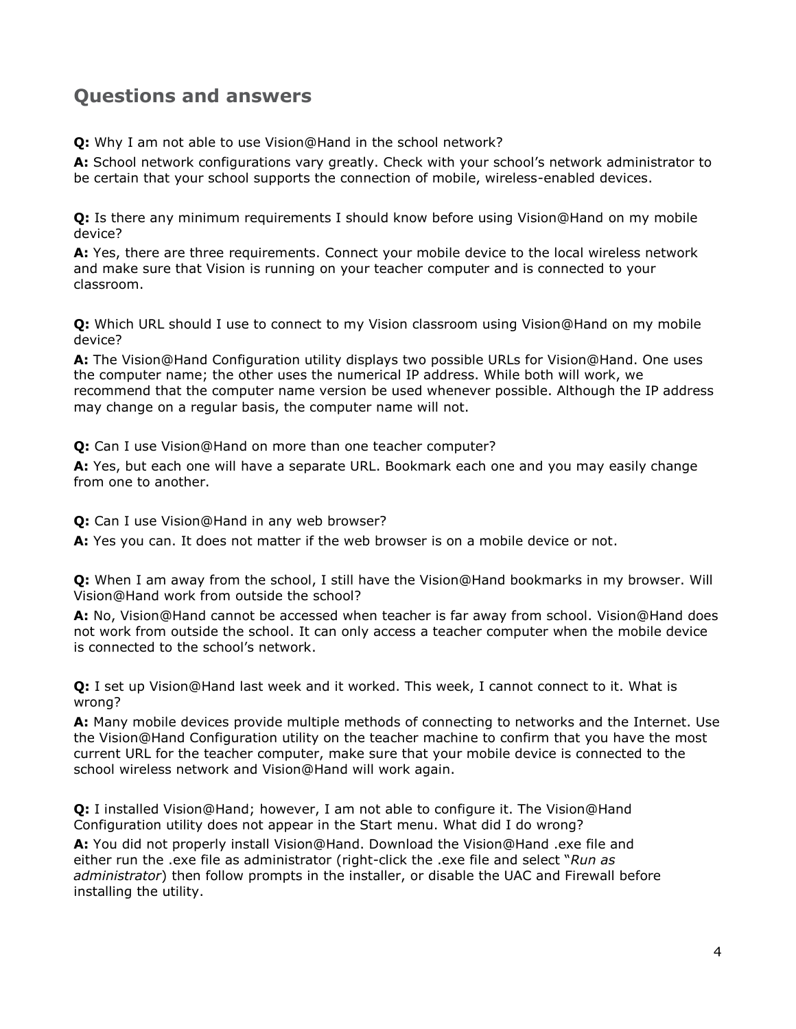## Questions and answers

**Q:** Why I am not able to use Vision@Hand in the school network?

**A:** School network configurations vary greatly. Check with your school's network administrator to be certain that your school supports the connection of mobile, wireless-enabled devices.

**Q:** Is there any minimum requirements I should know before using Vision@Hand on my mobile device?

**A:** Yes, there are three requirements. Connect your mobile device to the local wireless network and make sure that Vision is running on your teacher computer and is connected to your classroom.

**Q:** Which URL should I use to connect to my Vision classroom using Vision@Hand on my mobile device?

**A:** The Vision@Hand Configuration utility displays two possible URLs for Vision@Hand. One uses the computer name; the other uses the numerical IP address. While both will work, we recommend that the computer name version be used whenever possible. Although the IP address may change on a regular basis, the computer name will not.

**Q:** Can I use Vision@Hand on more than one teacher computer?

**A:** Yes, but each one will have a separate URL. Bookmark each one and you may easily change from one to another.

**Q:** Can I use Vision@Hand in any web browser?

**A:** Yes you can. It does not matter if the web browser is on a mobile device or not.

**Q:** When I am away from the school, I still have the Vision@Hand bookmarks in my browser. Will Vision@Hand work from outside the school?

**A:** No, Vision@Hand cannot be accessed when teacher is far away from school. Vision@Hand does not work from outside the school. It can only access a teacher computer when the mobile device is connected to the school's network.

**Q:** I set up Vision@Hand last week and it worked. This week, I cannot connect to it. What is wrong?

**A:** Many mobile devices provide multiple methods of connecting to networks and the Internet. Use the Vision@Hand Configuration utility on the teacher machine to confirm that you have the most current URL for the teacher computer, make sure that your mobile device is connected to the school wireless network and Vision@Hand will work again.

**Q:** I installed Vision@Hand; however, I am not able to configure it. The Vision@Hand Configuration utility does not appear in the Start menu. What did I do wrong?

**A:** You did not properly install Vision@Hand. Download the Vision@Hand .exe file and either run the .exe file as administrator (right-click the .exe file and select "*Run as administrator*) then follow prompts in the installer, or disable the UAC and Firewall before installing the utility.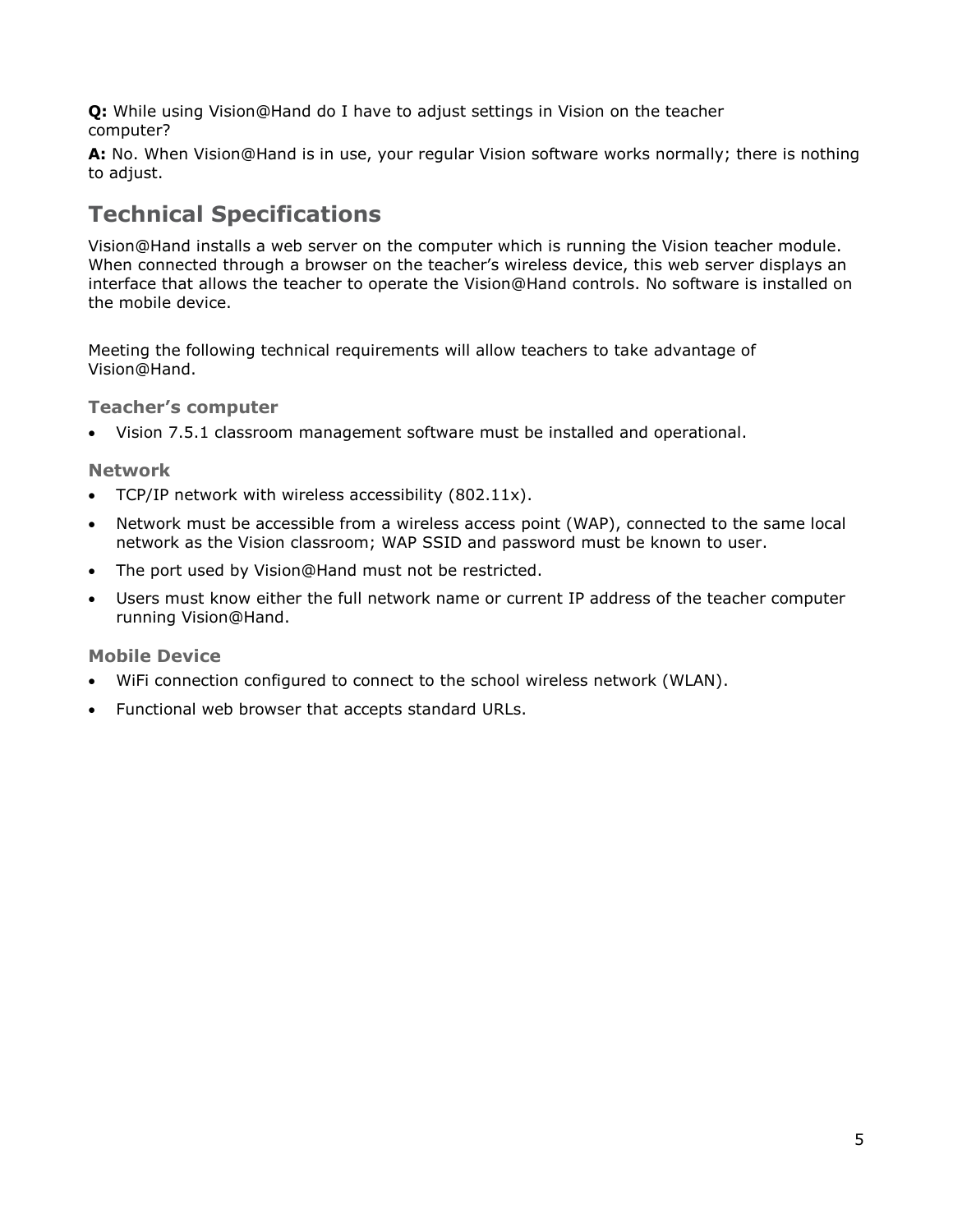**Q:** While using Vision@Hand do I have to adjust settings in Vision on the teacher computer?

**A:** No. When Vision@Hand is in use, your regular Vision software works normally; there is nothing to adjust.

## Technical Specifications

Vision@Hand installs a web server on the computer which is running the Vision teacher module. When connected through a browser on the teacher's wireless device, this web server displays an interface that allows the teacher to operate the Vision@Hand controls. No software is installed on the mobile device.

Meeting the following technical requirements will allow teachers to take advantage of Vision@Hand.

### Teacher's computer

- Vision 7.5.1 classroom management software must be installed and operational.

### Network

- TCP/IP network with wireless accessibility (802.11x).
- Network must be accessible from a wireless access point (WAP), connected to the same local network as the Vision classroom; WAP SSID and password must be known to user.
- The port used by Vision@Hand must not be restricted.
- Users must know either the full network name or current IP address of the teacher computer running Vision@Hand.

### Mobile Device

- WiFi connection configured to connect to the school wireless network (WLAN).
- Functional web browser that accepts standard URLs.